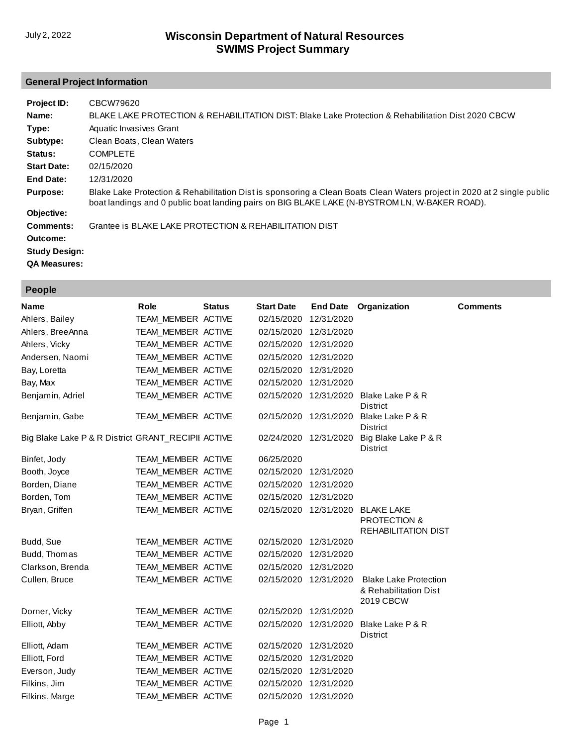July 2, 2022

# Wisconsin Department of Natural Resources
# SWIMS Project Summary

## General Project Information

**Project ID:** CBCW79620

**Name:** BLAKE LAKE PROTECTION & REHABILITATION DIST: Blake Lake Protection & Rehabilitation Dist 2020 CBCW

**Type:** Aquatic Invasives Grant

**Subtype:** Clean Boats, Clean Waters

**Status:** COMPLETE

**Start Date:** 02/15/2020

**End Date:** 12/31/2020

**Purpose:** Blake Lake Protection & Rehabilitation Dist is sponsoring a Clean Boats Clean Waters project in 2020 at 2 single public boat landings and 0 public boat landing pairs on BIG BLAKE LAKE (N-BYSTROM LN, W-BAKER ROAD).

**Objective:**

**Comments:** Grantee is BLAKE LAKE PROTECTION & REHABILITATION DIST

**Outcome:**

**Study Design:**

**QA Measures:**

## People

| Name | Role | Status | Start Date | End Date | Organization | Comments |
|---|---|---|---|---|---|---|
| Ahlers, Bailey | TEAM_MEMBER | ACTIVE | 02/15/2020 | 12/31/2020 | | |
| Ahlers, BreeAnna | TEAM_MEMBER | ACTIVE | 02/15/2020 | 12/31/2020 | | |
| Ahlers, Vicky | TEAM_MEMBER | ACTIVE | 02/15/2020 | 12/31/2020 | | |
| Andersen, Naomi | TEAM_MEMBER | ACTIVE | 02/15/2020 | 12/31/2020 | | |
| Bay, Loretta | TEAM_MEMBER | ACTIVE | 02/15/2020 | 12/31/2020 | | |
| Bay, Max | TEAM_MEMBER | ACTIVE | 02/15/2020 | 12/31/2020 | | |
| Benjamin, Adriel | TEAM_MEMBER | ACTIVE | 02/15/2020 | 12/31/2020 | Blake Lake P & R District | |
| Benjamin, Gabe | TEAM_MEMBER | ACTIVE | 02/15/2020 | 12/31/2020 | Blake Lake P & R District | |
| Big Blake Lake P & R District | GRANT_RECIPII | ACTIVE | 02/24/2020 | 12/31/2020 | Big Blake Lake P & R District | |
| Binfet, Jody | TEAM_MEMBER | ACTIVE | 06/25/2020 | | | |
| Booth, Joyce | TEAM_MEMBER | ACTIVE | 02/15/2020 | 12/31/2020 | | |
| Borden, Diane | TEAM_MEMBER | ACTIVE | 02/15/2020 | 12/31/2020 | | |
| Borden, Tom | TEAM_MEMBER | ACTIVE | 02/15/2020 | 12/31/2020 | | |
| Bryan, Griffen | TEAM_MEMBER | ACTIVE | 02/15/2020 | 12/31/2020 | BLAKE LAKE PROTECTION & REHABILITATION DIST | |
| Budd, Sue | TEAM_MEMBER | ACTIVE | 02/15/2020 | 12/31/2020 | | |
| Budd, Thomas | TEAM_MEMBER | ACTIVE | 02/15/2020 | 12/31/2020 | | |
| Clarkson, Brenda | TEAM_MEMBER | ACTIVE | 02/15/2020 | 12/31/2020 | | |
| Cullen, Bruce | TEAM_MEMBER | ACTIVE | 02/15/2020 | 12/31/2020 | Blake Lake Protection & Rehabilitation Dist 2019 CBCW | |
| Dorner, Vicky | TEAM_MEMBER | ACTIVE | 02/15/2020 | 12/31/2020 | | |
| Elliott, Abby | TEAM_MEMBER | ACTIVE | 02/15/2020 | 12/31/2020 | Blake Lake P & R District | |
| Elliott, Adam | TEAM_MEMBER | ACTIVE | 02/15/2020 | 12/31/2020 | | |
| Elliott, Ford | TEAM_MEMBER | ACTIVE | 02/15/2020 | 12/31/2020 | | |
| Everson, Judy | TEAM_MEMBER | ACTIVE | 02/15/2020 | 12/31/2020 | | |
| Filkins, Jim | TEAM_MEMBER | ACTIVE | 02/15/2020 | 12/31/2020 | | |
| Filkins, Marge | TEAM_MEMBER | ACTIVE | 02/15/2020 | 12/31/2020 | | |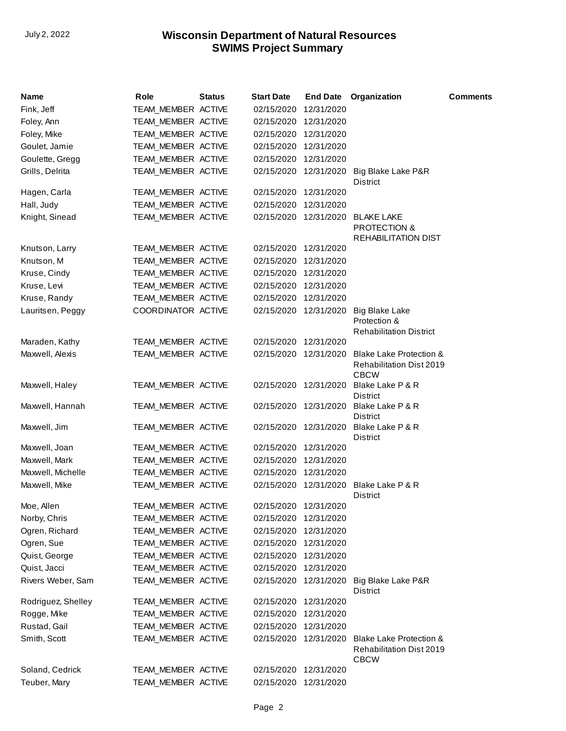# Wisconsin Department of Natural Resources
## SWIMS Project Summary

| Name | Role | Status | Start Date | End Date | Organization | Comments |
|---|---|---|---|---|---|---|
| Fink, Jeff | TEAM_MEMBER | ACTIVE | 02/15/2020 | 12/31/2020 | | |
| Foley, Ann | TEAM_MEMBER | ACTIVE | 02/15/2020 | 12/31/2020 | | |
| Foley, Mike | TEAM_MEMBER | ACTIVE | 02/15/2020 | 12/31/2020 | | |
| Goulet, Jamie | TEAM_MEMBER | ACTIVE | 02/15/2020 | 12/31/2020 | | |
| Goulette, Gregg | TEAM_MEMBER | ACTIVE | 02/15/2020 | 12/31/2020 | | |
| Grills, Delrita | TEAM_MEMBER | ACTIVE | 02/15/2020 | 12/31/2020 | Big Blake Lake P&R District | |
| Hagen, Carla | TEAM_MEMBER | ACTIVE | 02/15/2020 | 12/31/2020 | | |
| Hall, Judy | TEAM_MEMBER | ACTIVE | 02/15/2020 | 12/31/2020 | | |
| Knight, Sinead | TEAM_MEMBER | ACTIVE | 02/15/2020 | 12/31/2020 | BLAKE LAKE PROTECTION & REHABILITATION DIST | |
| Knutson, Larry | TEAM_MEMBER | ACTIVE | 02/15/2020 | 12/31/2020 | | |
| Knutson, M | TEAM_MEMBER | ACTIVE | 02/15/2020 | 12/31/2020 | | |
| Kruse, Cindy | TEAM_MEMBER | ACTIVE | 02/15/2020 | 12/31/2020 | | |
| Kruse, Levi | TEAM_MEMBER | ACTIVE | 02/15/2020 | 12/31/2020 | | |
| Kruse, Randy | TEAM_MEMBER | ACTIVE | 02/15/2020 | 12/31/2020 | | |
| Lauritsen, Peggy | COORDINATOR | ACTIVE | 02/15/2020 | 12/31/2020 | Big Blake Lake Protection & Rehabilitation District | |
| Maraden, Kathy | TEAM_MEMBER | ACTIVE | 02/15/2020 | 12/31/2020 | | |
| Maxwell, Alexis | TEAM_MEMBER | ACTIVE | 02/15/2020 | 12/31/2020 | Blake Lake Protection & Rehabilitation Dist 2019 CBCW | |
| Maxwell, Haley | TEAM_MEMBER | ACTIVE | 02/15/2020 | 12/31/2020 | Blake Lake P & R District | |
| Maxwell, Hannah | TEAM_MEMBER | ACTIVE | 02/15/2020 | 12/31/2020 | Blake Lake P & R District | |
| Maxwell, Jim | TEAM_MEMBER | ACTIVE | 02/15/2020 | 12/31/2020 | Blake Lake P & R District | |
| Maxwell, Joan | TEAM_MEMBER | ACTIVE | 02/15/2020 | 12/31/2020 | | |
| Maxwell, Mark | TEAM_MEMBER | ACTIVE | 02/15/2020 | 12/31/2020 | | |
| Maxwell, Michelle | TEAM_MEMBER | ACTIVE | 02/15/2020 | 12/31/2020 | | |
| Maxwell, Mike | TEAM_MEMBER | ACTIVE | 02/15/2020 | 12/31/2020 | Blake Lake P & R District | |
| Moe, Allen | TEAM_MEMBER | ACTIVE | 02/15/2020 | 12/31/2020 | | |
| Norby, Chris | TEAM_MEMBER | ACTIVE | 02/15/2020 | 12/31/2020 | | |
| Ogren, Richard | TEAM_MEMBER | ACTIVE | 02/15/2020 | 12/31/2020 | | |
| Ogren, Sue | TEAM_MEMBER | ACTIVE | 02/15/2020 | 12/31/2020 | | |
| Quist, George | TEAM_MEMBER | ACTIVE | 02/15/2020 | 12/31/2020 | | |
| Quist, Jacci | TEAM_MEMBER | ACTIVE | 02/15/2020 | 12/31/2020 | | |
| Rivers Weber, Sam | TEAM_MEMBER | ACTIVE | 02/15/2020 | 12/31/2020 | Big Blake Lake P&R District | |
| Rodriguez, Shelley | TEAM_MEMBER | ACTIVE | 02/15/2020 | 12/31/2020 | | |
| Rogge, Mike | TEAM_MEMBER | ACTIVE | 02/15/2020 | 12/31/2020 | | |
| Rustad, Gail | TEAM_MEMBER | ACTIVE | 02/15/2020 | 12/31/2020 | | |
| Smith, Scott | TEAM_MEMBER | ACTIVE | 02/15/2020 | 12/31/2020 | Blake Lake Protection & Rehabilitation Dist 2019 CBCW | |
| Soland, Cedrick | TEAM_MEMBER | ACTIVE | 02/15/2020 | 12/31/2020 | | |
| Teuber, Mary | TEAM_MEMBER | ACTIVE | 02/15/2020 | 12/31/2020 | | |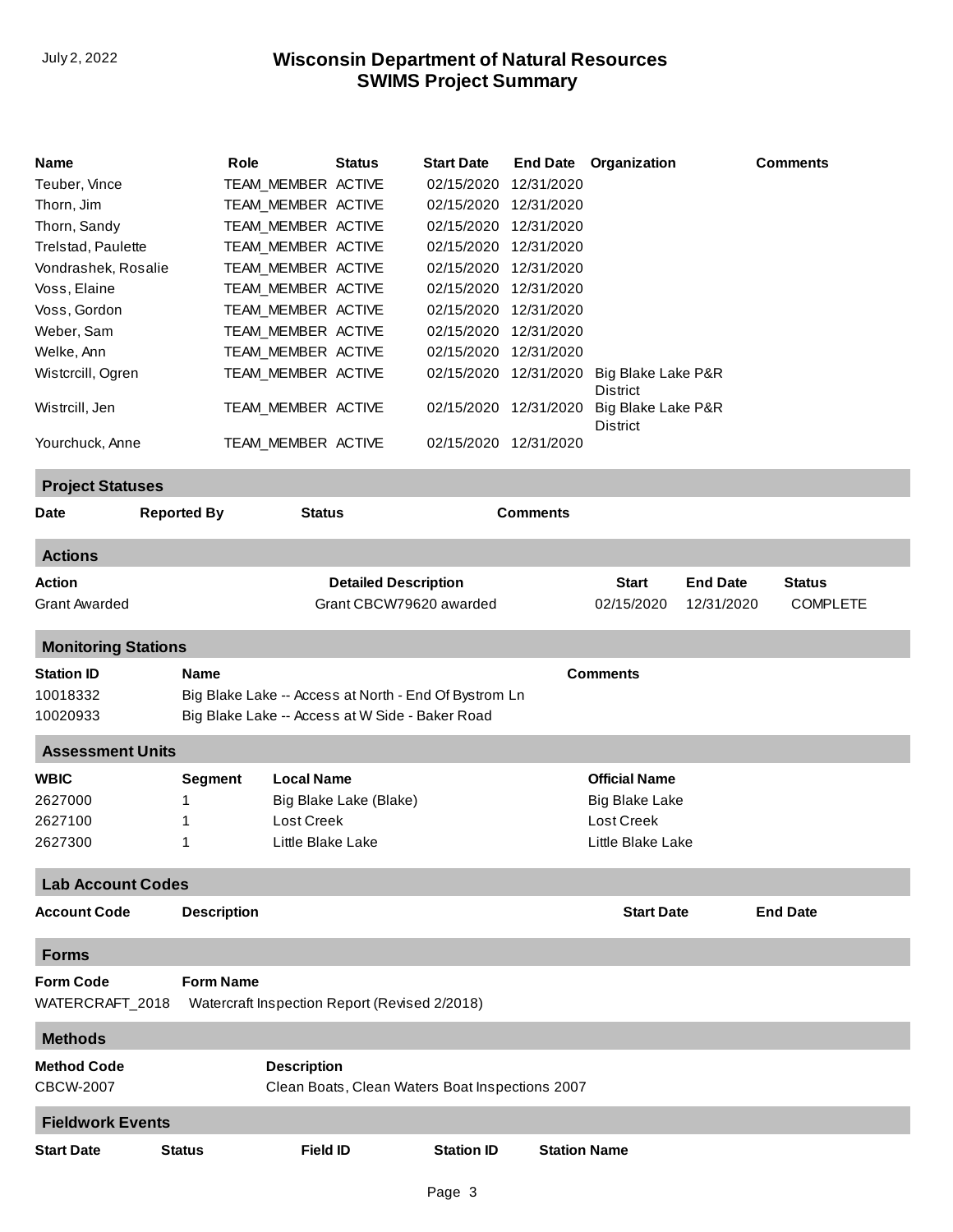| Name | Role | Status | Start Date | End Date | Organization | Comments |
|---|---|---|---|---|---|---|
| Teuber, Vince | TEAM_MEMBER | ACTIVE | 02/15/2020 | 12/31/2020 | | |
| Thorn, Jim | TEAM_MEMBER | ACTIVE | 02/15/2020 | 12/31/2020 | | |
| Thorn, Sandy | TEAM_MEMBER | ACTIVE | 02/15/2020 | 12/31/2020 | | |
| Trelstad, Paulette | TEAM_MEMBER | ACTIVE | 02/15/2020 | 12/31/2020 | | |
| Vondrashek, Rosalie | TEAM_MEMBER | ACTIVE | 02/15/2020 | 12/31/2020 | | |
| Voss, Elaine | TEAM_MEMBER | ACTIVE | 02/15/2020 | 12/31/2020 | | |
| Voss, Gordon | TEAM_MEMBER | ACTIVE | 02/15/2020 | 12/31/2020 | | |
| Weber, Sam | TEAM_MEMBER | ACTIVE | 02/15/2020 | 12/31/2020 | | |
| Welke, Ann | TEAM_MEMBER | ACTIVE | 02/15/2020 | 12/31/2020 | | |
| Wistcrcill, Ogren | TEAM_MEMBER | ACTIVE | 02/15/2020 | 12/31/2020 | Big Blake Lake P&R District | |
| Wistrcill, Jen | TEAM_MEMBER | ACTIVE | 02/15/2020 | 12/31/2020 | Big Blake Lake P&R District | |
| Yourchuck, Anne | TEAM_MEMBER | ACTIVE | 02/15/2020 | 12/31/2020 | | |

## Project Statuses

| Date | Reported By | Status | Comments |
|---|---|---|---|

## Actions

| Action | Detailed Description | Start | End Date | Status |
|---|---|---|---|---|
| Grant Awarded | Grant CBCW79620 awarded | 02/15/2020 | 12/31/2020 | COMPLETE |

## Monitoring Stations

| Station ID | Name | Comments |
|---|---|---|
| 10018332 | Big Blake Lake -- Access at North - End Of Bystrom Ln | |
| 10020933 | Big Blake Lake -- Access at W Side - Baker Road | |

## Assessment Units

| WBIC | Segment | Local Name | Official Name |
|---|---|---|---|
| 2627000 | 1 | Big Blake Lake (Blake) | Big Blake Lake |
| 2627100 | 1 | Lost Creek | Lost Creek |
| 2627300 | 1 | Little Blake Lake | Little Blake Lake |

## Lab Account Codes

| Account Code | Description | Start Date | End Date |
|---|---|---|---|

## Forms

| Form Code | Form Name |
|---|---|
| WATERCRAFT_2018 | Watercraft Inspection Report (Revised 2/2018) |

## Methods

| Method Code | Description |
|---|---|
| CBCW-2007 | Clean Boats, Clean Waters Boat Inspections 2007 |

## Fieldwork Events

| Start Date | Status | Field ID | Station ID | Station Name |
|---|---|---|---|---|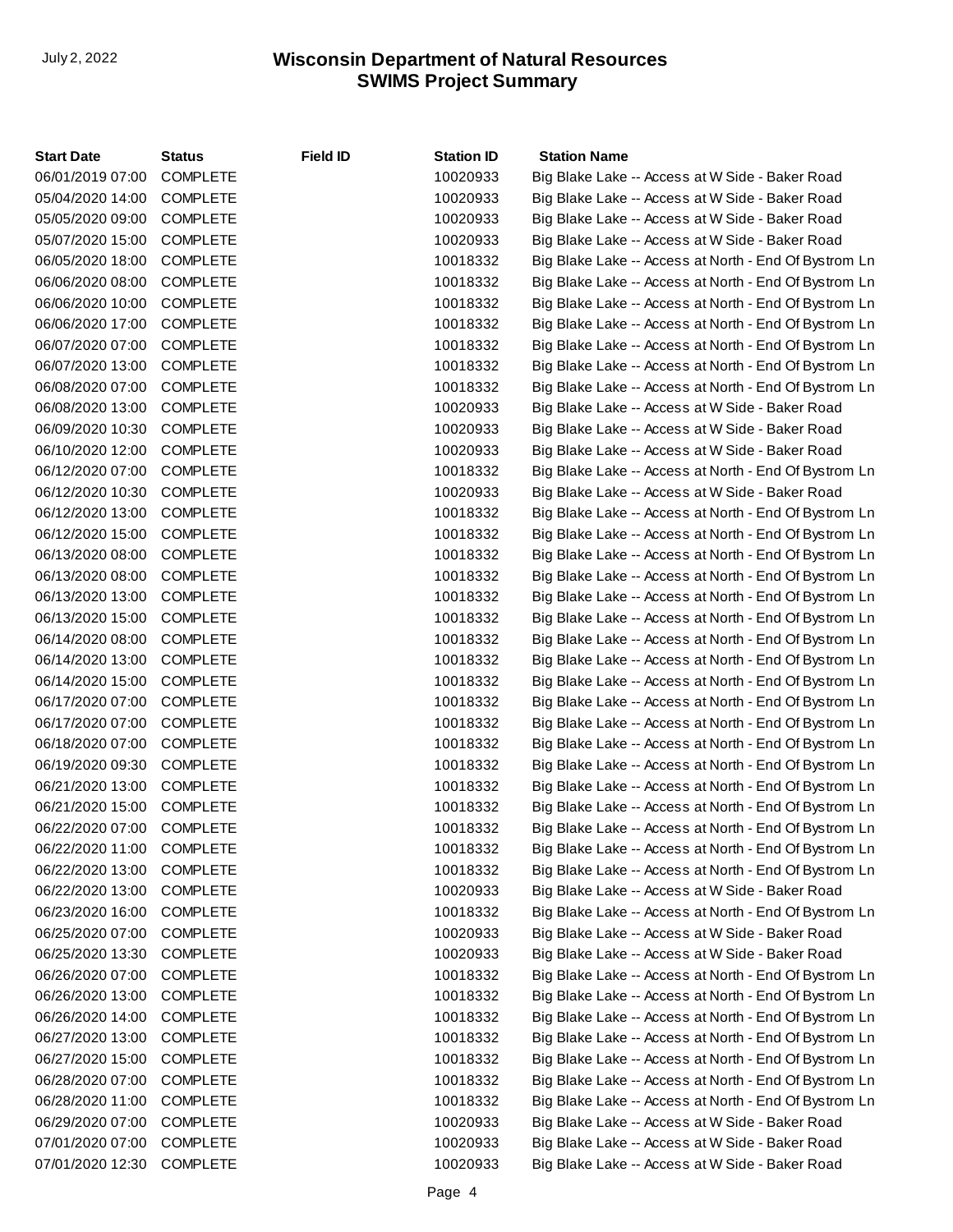| Start Date | Status | Field ID | Station ID | Station Name |
|---|---|---|---|---|
| 06/01/2019 07:00 | COMPLETE | | 10020933 | Big Blake Lake -- Access at W Side - Baker Road |
| 05/04/2020 14:00 | COMPLETE | | 10020933 | Big Blake Lake -- Access at W Side - Baker Road |
| 05/05/2020 09:00 | COMPLETE | | 10020933 | Big Blake Lake -- Access at W Side - Baker Road |
| 05/07/2020 15:00 | COMPLETE | | 10020933 | Big Blake Lake -- Access at W Side - Baker Road |
| 06/05/2020 18:00 | COMPLETE | | 10018332 | Big Blake Lake -- Access at North - End Of Bystrom Ln |
| 06/06/2020 08:00 | COMPLETE | | 10018332 | Big Blake Lake -- Access at North - End Of Bystrom Ln |
| 06/06/2020 10:00 | COMPLETE | | 10018332 | Big Blake Lake -- Access at North - End Of Bystrom Ln |
| 06/06/2020 17:00 | COMPLETE | | 10018332 | Big Blake Lake -- Access at North - End Of Bystrom Ln |
| 06/07/2020 07:00 | COMPLETE | | 10018332 | Big Blake Lake -- Access at North - End Of Bystrom Ln |
| 06/07/2020 13:00 | COMPLETE | | 10018332 | Big Blake Lake -- Access at North - End Of Bystrom Ln |
| 06/08/2020 07:00 | COMPLETE | | 10018332 | Big Blake Lake -- Access at North - End Of Bystrom Ln |
| 06/08/2020 13:00 | COMPLETE | | 10020933 | Big Blake Lake -- Access at W Side - Baker Road |
| 06/09/2020 10:30 | COMPLETE | | 10020933 | Big Blake Lake -- Access at W Side - Baker Road |
| 06/10/2020 12:00 | COMPLETE | | 10020933 | Big Blake Lake -- Access at W Side - Baker Road |
| 06/12/2020 07:00 | COMPLETE | | 10018332 | Big Blake Lake -- Access at North - End Of Bystrom Ln |
| 06/12/2020 10:30 | COMPLETE | | 10020933 | Big Blake Lake -- Access at W Side - Baker Road |
| 06/12/2020 13:00 | COMPLETE | | 10018332 | Big Blake Lake -- Access at North - End Of Bystrom Ln |
| 06/12/2020 15:00 | COMPLETE | | 10018332 | Big Blake Lake -- Access at North - End Of Bystrom Ln |
| 06/13/2020 08:00 | COMPLETE | | 10018332 | Big Blake Lake -- Access at North - End Of Bystrom Ln |
| 06/13/2020 08:00 | COMPLETE | | 10018332 | Big Blake Lake -- Access at North - End Of Bystrom Ln |
| 06/13/2020 13:00 | COMPLETE | | 10018332 | Big Blake Lake -- Access at North - End Of Bystrom Ln |
| 06/13/2020 15:00 | COMPLETE | | 10018332 | Big Blake Lake -- Access at North - End Of Bystrom Ln |
| 06/14/2020 08:00 | COMPLETE | | 10018332 | Big Blake Lake -- Access at North - End Of Bystrom Ln |
| 06/14/2020 13:00 | COMPLETE | | 10018332 | Big Blake Lake -- Access at North - End Of Bystrom Ln |
| 06/14/2020 15:00 | COMPLETE | | 10018332 | Big Blake Lake -- Access at North - End Of Bystrom Ln |
| 06/17/2020 07:00 | COMPLETE | | 10018332 | Big Blake Lake -- Access at North - End Of Bystrom Ln |
| 06/17/2020 07:00 | COMPLETE | | 10018332 | Big Blake Lake -- Access at North - End Of Bystrom Ln |
| 06/18/2020 07:00 | COMPLETE | | 10018332 | Big Blake Lake -- Access at North - End Of Bystrom Ln |
| 06/19/2020 09:30 | COMPLETE | | 10018332 | Big Blake Lake -- Access at North - End Of Bystrom Ln |
| 06/21/2020 13:00 | COMPLETE | | 10018332 | Big Blake Lake -- Access at North - End Of Bystrom Ln |
| 06/21/2020 15:00 | COMPLETE | | 10018332 | Big Blake Lake -- Access at North - End Of Bystrom Ln |
| 06/22/2020 07:00 | COMPLETE | | 10018332 | Big Blake Lake -- Access at North - End Of Bystrom Ln |
| 06/22/2020 11:00 | COMPLETE | | 10018332 | Big Blake Lake -- Access at North - End Of Bystrom Ln |
| 06/22/2020 13:00 | COMPLETE | | 10018332 | Big Blake Lake -- Access at North - End Of Bystrom Ln |
| 06/22/2020 13:00 | COMPLETE | | 10020933 | Big Blake Lake -- Access at W Side - Baker Road |
| 06/23/2020 16:00 | COMPLETE | | 10018332 | Big Blake Lake -- Access at North - End Of Bystrom Ln |
| 06/25/2020 07:00 | COMPLETE | | 10020933 | Big Blake Lake -- Access at W Side - Baker Road |
| 06/25/2020 13:30 | COMPLETE | | 10020933 | Big Blake Lake -- Access at W Side - Baker Road |
| 06/26/2020 07:00 | COMPLETE | | 10018332 | Big Blake Lake -- Access at North - End Of Bystrom Ln |
| 06/26/2020 13:00 | COMPLETE | | 10018332 | Big Blake Lake -- Access at North - End Of Bystrom Ln |
| 06/26/2020 14:00 | COMPLETE | | 10018332 | Big Blake Lake -- Access at North - End Of Bystrom Ln |
| 06/27/2020 13:00 | COMPLETE | | 10018332 | Big Blake Lake -- Access at North - End Of Bystrom Ln |
| 06/27/2020 15:00 | COMPLETE | | 10018332 | Big Blake Lake -- Access at North - End Of Bystrom Ln |
| 06/28/2020 07:00 | COMPLETE | | 10018332 | Big Blake Lake -- Access at North - End Of Bystrom Ln |
| 06/28/2020 11:00 | COMPLETE | | 10018332 | Big Blake Lake -- Access at North - End Of Bystrom Ln |
| 06/29/2020 07:00 | COMPLETE | | 10020933 | Big Blake Lake -- Access at W Side - Baker Road |
| 07/01/2020 07:00 | COMPLETE | | 10020933 | Big Blake Lake -- Access at W Side - Baker Road |
| 07/01/2020 12:30 | COMPLETE | | 10020933 | Big Blake Lake -- Access at W Side - Baker Road |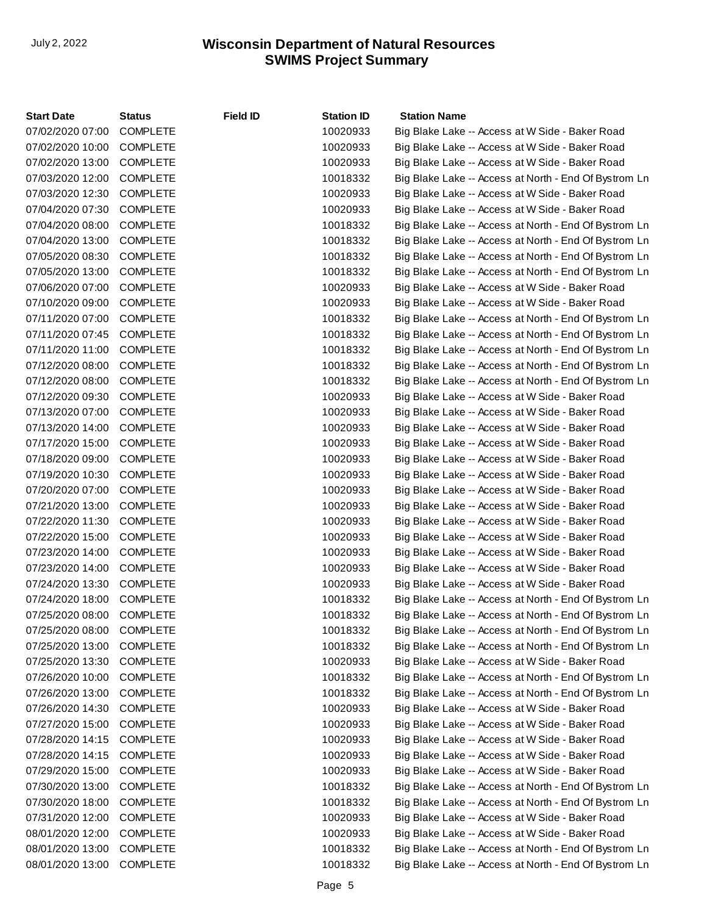| Start Date | Status | Field ID | Station ID | Station Name |
|---|---|---|---|---|
| 07/02/2020 07:00 | COMPLETE | | 10020933 | Big Blake Lake -- Access at W Side - Baker Road |
| 07/02/2020 10:00 | COMPLETE | | 10020933 | Big Blake Lake -- Access at W Side - Baker Road |
| 07/02/2020 13:00 | COMPLETE | | 10020933 | Big Blake Lake -- Access at W Side - Baker Road |
| 07/03/2020 12:00 | COMPLETE | | 10018332 | Big Blake Lake -- Access at North - End Of Bystrom Ln |
| 07/03/2020 12:30 | COMPLETE | | 10020933 | Big Blake Lake -- Access at W Side - Baker Road |
| 07/04/2020 07:30 | COMPLETE | | 10020933 | Big Blake Lake -- Access at W Side - Baker Road |
| 07/04/2020 08:00 | COMPLETE | | 10018332 | Big Blake Lake -- Access at North - End Of Bystrom Ln |
| 07/04/2020 13:00 | COMPLETE | | 10018332 | Big Blake Lake -- Access at North - End Of Bystrom Ln |
| 07/05/2020 08:30 | COMPLETE | | 10018332 | Big Blake Lake -- Access at North - End Of Bystrom Ln |
| 07/05/2020 13:00 | COMPLETE | | 10018332 | Big Blake Lake -- Access at North - End Of Bystrom Ln |
| 07/06/2020 07:00 | COMPLETE | | 10020933 | Big Blake Lake -- Access at W Side - Baker Road |
| 07/10/2020 09:00 | COMPLETE | | 10020933 | Big Blake Lake -- Access at W Side - Baker Road |
| 07/11/2020 07:00 | COMPLETE | | 10018332 | Big Blake Lake -- Access at North - End Of Bystrom Ln |
| 07/11/2020 07:45 | COMPLETE | | 10018332 | Big Blake Lake -- Access at North - End Of Bystrom Ln |
| 07/11/2020 11:00 | COMPLETE | | 10018332 | Big Blake Lake -- Access at North - End Of Bystrom Ln |
| 07/12/2020 08:00 | COMPLETE | | 10018332 | Big Blake Lake -- Access at North - End Of Bystrom Ln |
| 07/12/2020 08:00 | COMPLETE | | 10018332 | Big Blake Lake -- Access at North - End Of Bystrom Ln |
| 07/12/2020 09:30 | COMPLETE | | 10020933 | Big Blake Lake -- Access at W Side - Baker Road |
| 07/13/2020 07:00 | COMPLETE | | 10020933 | Big Blake Lake -- Access at W Side - Baker Road |
| 07/13/2020 14:00 | COMPLETE | | 10020933 | Big Blake Lake -- Access at W Side - Baker Road |
| 07/17/2020 15:00 | COMPLETE | | 10020933 | Big Blake Lake -- Access at W Side - Baker Road |
| 07/18/2020 09:00 | COMPLETE | | 10020933 | Big Blake Lake -- Access at W Side - Baker Road |
| 07/19/2020 10:30 | COMPLETE | | 10020933 | Big Blake Lake -- Access at W Side - Baker Road |
| 07/20/2020 07:00 | COMPLETE | | 10020933 | Big Blake Lake -- Access at W Side - Baker Road |
| 07/21/2020 13:00 | COMPLETE | | 10020933 | Big Blake Lake -- Access at W Side - Baker Road |
| 07/22/2020 11:30 | COMPLETE | | 10020933 | Big Blake Lake -- Access at W Side - Baker Road |
| 07/22/2020 15:00 | COMPLETE | | 10020933 | Big Blake Lake -- Access at W Side - Baker Road |
| 07/23/2020 14:00 | COMPLETE | | 10020933 | Big Blake Lake -- Access at W Side - Baker Road |
| 07/23/2020 14:00 | COMPLETE | | 10020933 | Big Blake Lake -- Access at W Side - Baker Road |
| 07/24/2020 13:30 | COMPLETE | | 10020933 | Big Blake Lake -- Access at W Side - Baker Road |
| 07/24/2020 18:00 | COMPLETE | | 10018332 | Big Blake Lake -- Access at North - End Of Bystrom Ln |
| 07/25/2020 08:00 | COMPLETE | | 10018332 | Big Blake Lake -- Access at North - End Of Bystrom Ln |
| 07/25/2020 08:00 | COMPLETE | | 10018332 | Big Blake Lake -- Access at North - End Of Bystrom Ln |
| 07/25/2020 13:00 | COMPLETE | | 10018332 | Big Blake Lake -- Access at North - End Of Bystrom Ln |
| 07/25/2020 13:30 | COMPLETE | | 10020933 | Big Blake Lake -- Access at W Side - Baker Road |
| 07/26/2020 10:00 | COMPLETE | | 10018332 | Big Blake Lake -- Access at North - End Of Bystrom Ln |
| 07/26/2020 13:00 | COMPLETE | | 10018332 | Big Blake Lake -- Access at North - End Of Bystrom Ln |
| 07/26/2020 14:30 | COMPLETE | | 10020933 | Big Blake Lake -- Access at W Side - Baker Road |
| 07/27/2020 15:00 | COMPLETE | | 10020933 | Big Blake Lake -- Access at W Side - Baker Road |
| 07/28/2020 14:15 | COMPLETE | | 10020933 | Big Blake Lake -- Access at W Side - Baker Road |
| 07/28/2020 14:15 | COMPLETE | | 10020933 | Big Blake Lake -- Access at W Side - Baker Road |
| 07/29/2020 15:00 | COMPLETE | | 10020933 | Big Blake Lake -- Access at W Side - Baker Road |
| 07/30/2020 13:00 | COMPLETE | | 10018332 | Big Blake Lake -- Access at North - End Of Bystrom Ln |
| 07/30/2020 18:00 | COMPLETE | | 10018332 | Big Blake Lake -- Access at North - End Of Bystrom Ln |
| 07/31/2020 12:00 | COMPLETE | | 10020933 | Big Blake Lake -- Access at W Side - Baker Road |
| 08/01/2020 12:00 | COMPLETE | | 10020933 | Big Blake Lake -- Access at W Side - Baker Road |
| 08/01/2020 13:00 | COMPLETE | | 10018332 | Big Blake Lake -- Access at North - End Of Bystrom Ln |
| 08/01/2020 13:00 | COMPLETE | | 10018332 | Big Blake Lake -- Access at North - End Of Bystrom Ln |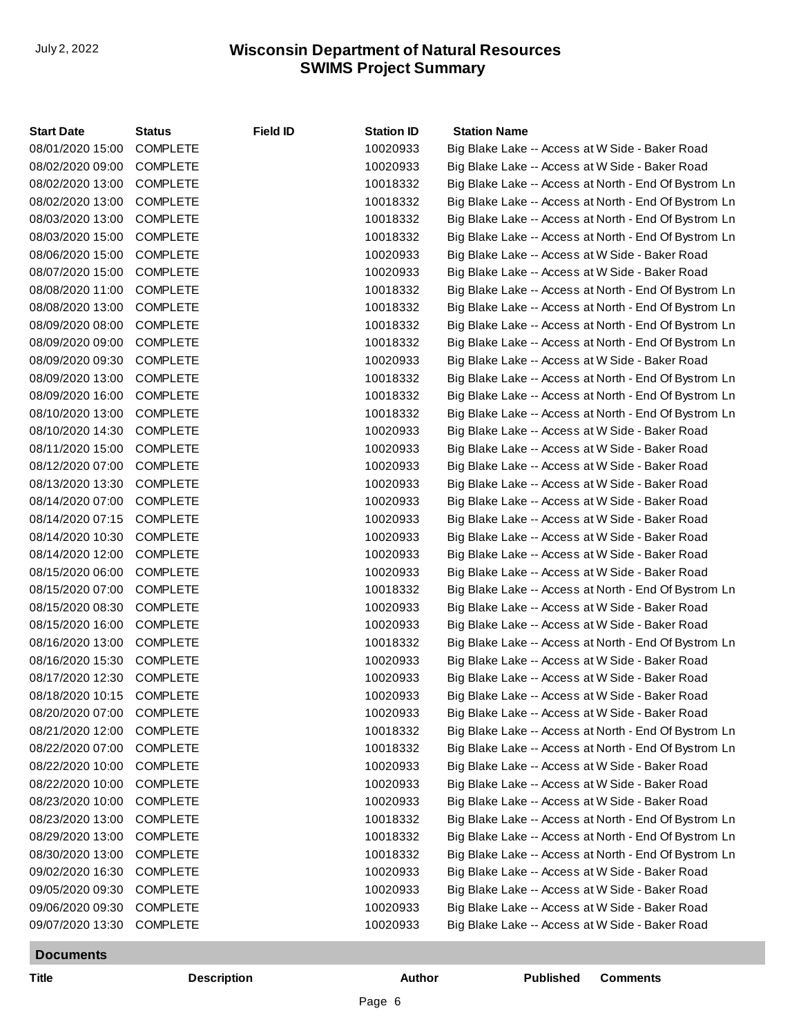| Start Date | Status | Field ID | Station ID | Station Name |
|---|---|---|---|---|
| 08/01/2020 15:00 | COMPLETE | | 10020933 | Big Blake Lake -- Access at W Side - Baker Road |
| 08/02/2020 09:00 | COMPLETE | | 10020933 | Big Blake Lake -- Access at W Side - Baker Road |
| 08/02/2020 13:00 | COMPLETE | | 10018332 | Big Blake Lake -- Access at North - End Of Bystrom Ln |
| 08/02/2020 13:00 | COMPLETE | | 10018332 | Big Blake Lake -- Access at North - End Of Bystrom Ln |
| 08/03/2020 13:00 | COMPLETE | | 10018332 | Big Blake Lake -- Access at North - End Of Bystrom Ln |
| 08/03/2020 15:00 | COMPLETE | | 10018332 | Big Blake Lake -- Access at North - End Of Bystrom Ln |
| 08/06/2020 15:00 | COMPLETE | | 10020933 | Big Blake Lake -- Access at W Side - Baker Road |
| 08/07/2020 15:00 | COMPLETE | | 10020933 | Big Blake Lake -- Access at W Side - Baker Road |
| 08/08/2020 11:00 | COMPLETE | | 10018332 | Big Blake Lake -- Access at North - End Of Bystrom Ln |
| 08/08/2020 13:00 | COMPLETE | | 10018332 | Big Blake Lake -- Access at North - End Of Bystrom Ln |
| 08/09/2020 08:00 | COMPLETE | | 10018332 | Big Blake Lake -- Access at North - End Of Bystrom Ln |
| 08/09/2020 09:00 | COMPLETE | | 10018332 | Big Blake Lake -- Access at North - End Of Bystrom Ln |
| 08/09/2020 09:30 | COMPLETE | | 10020933 | Big Blake Lake -- Access at W Side - Baker Road |
| 08/09/2020 13:00 | COMPLETE | | 10018332 | Big Blake Lake -- Access at North - End Of Bystrom Ln |
| 08/09/2020 16:00 | COMPLETE | | 10018332 | Big Blake Lake -- Access at North - End Of Bystrom Ln |
| 08/10/2020 13:00 | COMPLETE | | 10018332 | Big Blake Lake -- Access at North - End Of Bystrom Ln |
| 08/10/2020 14:30 | COMPLETE | | 10020933 | Big Blake Lake -- Access at W Side - Baker Road |
| 08/11/2020 15:00 | COMPLETE | | 10020933 | Big Blake Lake -- Access at W Side - Baker Road |
| 08/12/2020 07:00 | COMPLETE | | 10020933 | Big Blake Lake -- Access at W Side - Baker Road |
| 08/13/2020 13:30 | COMPLETE | | 10020933 | Big Blake Lake -- Access at W Side - Baker Road |
| 08/14/2020 07:00 | COMPLETE | | 10020933 | Big Blake Lake -- Access at W Side - Baker Road |
| 08/14/2020 07:15 | COMPLETE | | 10020933 | Big Blake Lake -- Access at W Side - Baker Road |
| 08/14/2020 10:30 | COMPLETE | | 10020933 | Big Blake Lake -- Access at W Side - Baker Road |
| 08/14/2020 12:00 | COMPLETE | | 10020933 | Big Blake Lake -- Access at W Side - Baker Road |
| 08/15/2020 06:00 | COMPLETE | | 10020933 | Big Blake Lake -- Access at W Side - Baker Road |
| 08/15/2020 07:00 | COMPLETE | | 10018332 | Big Blake Lake -- Access at North - End Of Bystrom Ln |
| 08/15/2020 08:30 | COMPLETE | | 10020933 | Big Blake Lake -- Access at W Side - Baker Road |
| 08/15/2020 16:00 | COMPLETE | | 10020933 | Big Blake Lake -- Access at W Side - Baker Road |
| 08/16/2020 13:00 | COMPLETE | | 10018332 | Big Blake Lake -- Access at North - End Of Bystrom Ln |
| 08/16/2020 15:30 | COMPLETE | | 10020933 | Big Blake Lake -- Access at W Side - Baker Road |
| 08/17/2020 12:30 | COMPLETE | | 10020933 | Big Blake Lake -- Access at W Side - Baker Road |
| 08/18/2020 10:15 | COMPLETE | | 10020933 | Big Blake Lake -- Access at W Side - Baker Road |
| 08/20/2020 07:00 | COMPLETE | | 10020933 | Big Blake Lake -- Access at W Side - Baker Road |
| 08/21/2020 12:00 | COMPLETE | | 10018332 | Big Blake Lake -- Access at North - End Of Bystrom Ln |
| 08/22/2020 07:00 | COMPLETE | | 10018332 | Big Blake Lake -- Access at North - End Of Bystrom Ln |
| 08/22/2020 10:00 | COMPLETE | | 10020933 | Big Blake Lake -- Access at W Side - Baker Road |
| 08/22/2020 10:00 | COMPLETE | | 10020933 | Big Blake Lake -- Access at W Side - Baker Road |
| 08/23/2020 10:00 | COMPLETE | | 10020933 | Big Blake Lake -- Access at W Side - Baker Road |
| 08/23/2020 13:00 | COMPLETE | | 10018332 | Big Blake Lake -- Access at North - End Of Bystrom Ln |
| 08/29/2020 13:00 | COMPLETE | | 10018332 | Big Blake Lake -- Access at North - End Of Bystrom Ln |
| 08/30/2020 13:00 | COMPLETE | | 10018332 | Big Blake Lake -- Access at North - End Of Bystrom Ln |
| 09/02/2020 16:30 | COMPLETE | | 10020933 | Big Blake Lake -- Access at W Side - Baker Road |
| 09/05/2020 09:30 | COMPLETE | | 10020933 | Big Blake Lake -- Access at W Side - Baker Road |
| 09/06/2020 09:30 | COMPLETE | | 10020933 | Big Blake Lake -- Access at W Side - Baker Road |
| 09/07/2020 13:30 | COMPLETE | | 10020933 | Big Blake Lake -- Access at W Side - Baker Road |

## Documents

| Title | Description | Author | Published | Comments |
|---|---|---|---|---|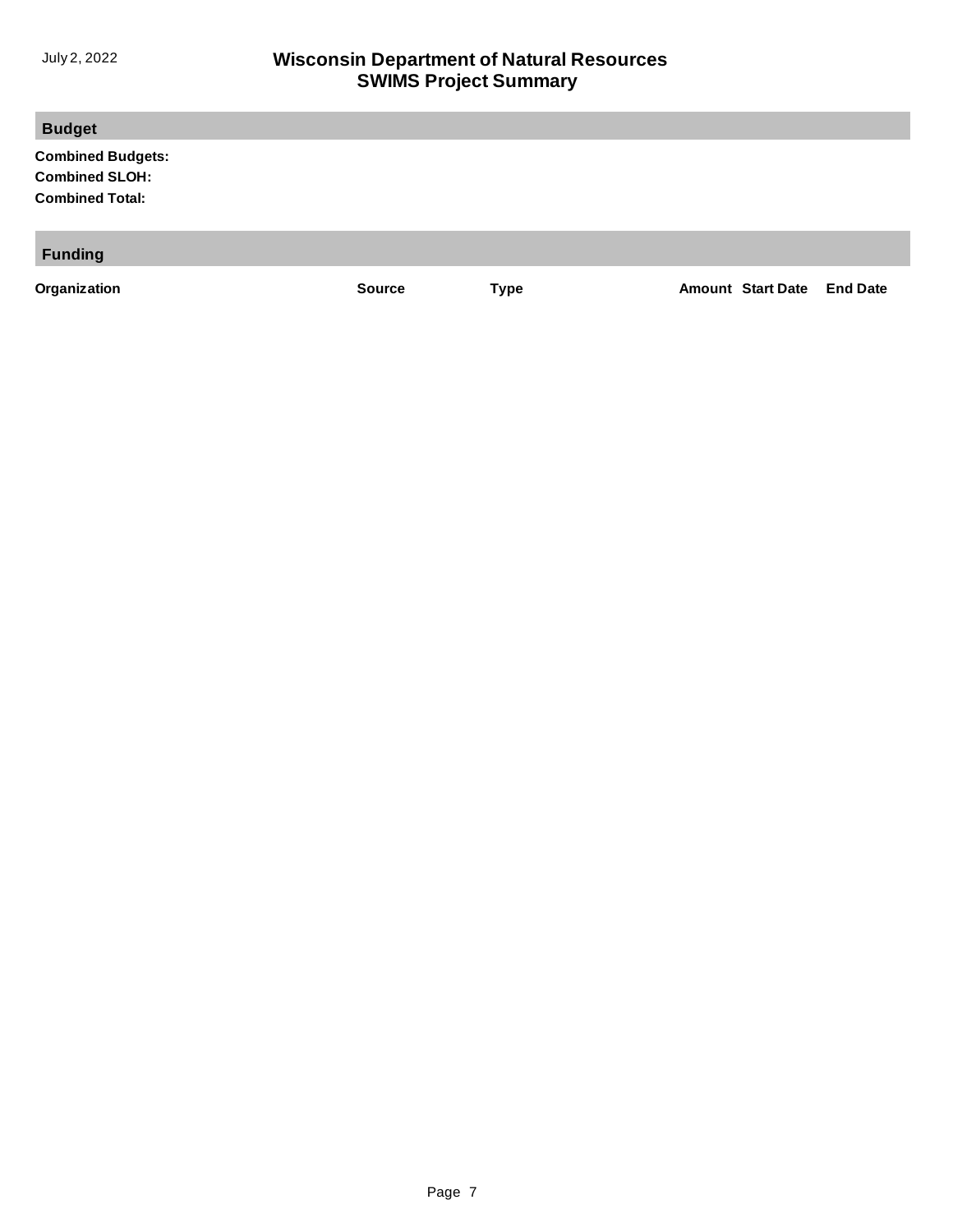## Budget

**Combined Budgets:**
**Combined SLOH:**
**Combined Total:**

## Funding

| Organization | Source | Type | Amount | Start Date | End Date |
| --- | --- | --- | --- | --- | --- |